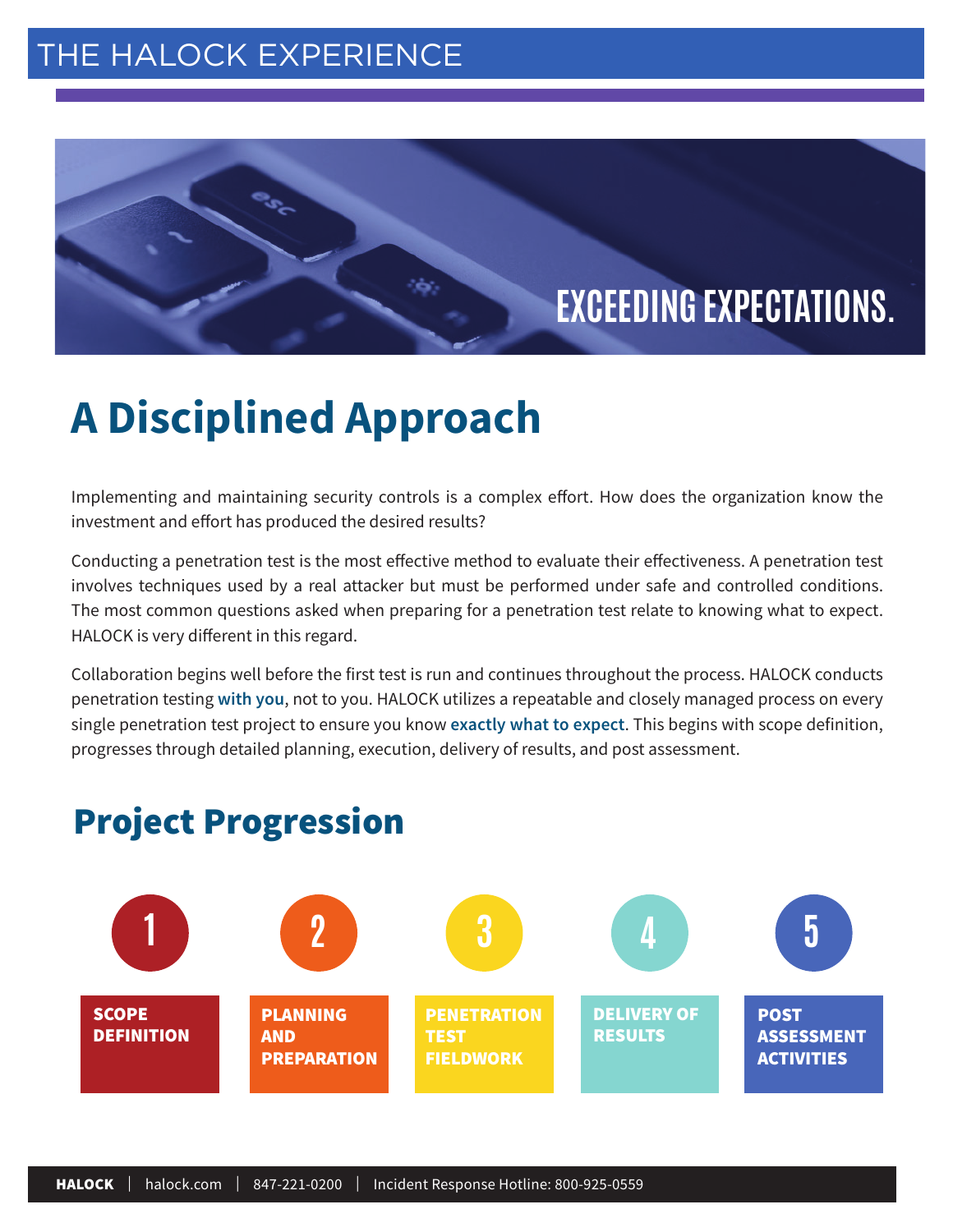# THE HALOCK EXPERIENCE

EXCEEDING EXPECTATIONS.

# A Disciplined Approach

Implementing and maintaining security controls is a complex effort. How does the organization know the investment and effort has produced the desired results?

Conducting a penetration test is the most effective method to evaluate their effectiveness. A penetration test involves techniques used by a real attacker but must be performed under safe and controlled conditions. The most common questions asked when preparing for a penetration test relate to knowing what to expect. HALOCK is very different in this regard.

Collaboration begins well before the first test is run and continues throughout the process. HALOCK conducts penetration testing **with you**, not to you. HALOCK utilizes a repeatable and closely managed process on every single penetration test project to ensure you know **exactly what to expect**. This begins with scope definition, progresses through detailed planning, execution, delivery of results, and post assessment.

## Project Progression

1. **SCOPE DEFINITION**
2. **PLANNING AND PREPARATION**
3. **PENETRATION TEST FIELDWORK**
4. **DELIVERY OF RESULTS**
5. **POST ASSESSMENT ACTIVITIES**

**HALOCK** | halock.com | 847-221-0200 | Incident Response Hotline: 800-925-0559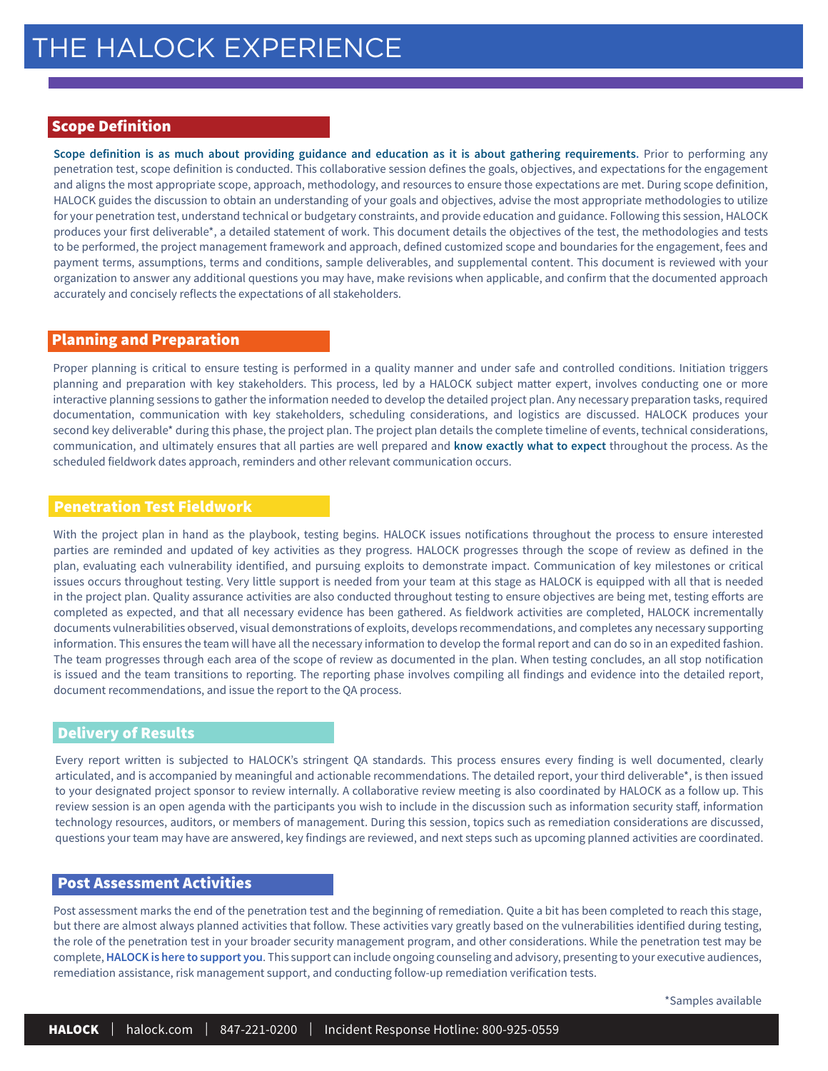# THE HALOCK EXPERIENCE

## Scope Definition

**Scope definition is as much about providing guidance and education as it is about gathering requirements.** Prior to performing any penetration test, scope definition is conducted. This collaborative session defines the goals, objectives, and expectations for the engagement and aligns the most appropriate scope, approach, methodology, and resources to ensure those expectations are met. During scope definition, HALOCK guides the discussion to obtain an understanding of your goals and objectives, advise the most appropriate methodologies to utilize for your penetration test, understand technical or budgetary constraints, and provide education and guidance. Following this session, HALOCK produces your first deliverable*, a detailed statement of work. This document details the objectives of the test, the methodologies and tests to be performed, the project management framework and approach, defined customized scope and boundaries for the engagement, fees and payment terms, assumptions, terms and conditions, sample deliverables, and supplemental content. This document is reviewed with your organization to answer any additional questions you may have, make revisions when applicable, and confirm that the documented approach accurately and concisely reflects the expectations of all stakeholders.

## Planning and Preparation

Proper planning is critical to ensure testing is performed in a quality manner and under safe and controlled conditions. Initiation triggers planning and preparation with key stakeholders. This process, led by a HALOCK subject matter expert, involves conducting one or more interactive planning sessions to gather the information needed to develop the detailed project plan. Any necessary preparation tasks, required documentation, communication with key stakeholders, scheduling considerations, and logistics are discussed. HALOCK produces your second key deliverable* during this phase, the project plan. The project plan details the complete timeline of events, technical considerations, communication, and ultimately ensures that all parties are well prepared and **know exactly what to expect** throughout the process. As the scheduled fieldwork dates approach, reminders and other relevant communication occurs.

## Penetration Test Fieldwork

With the project plan in hand as the playbook, testing begins. HALOCK issues notifications throughout the process to ensure interested parties are reminded and updated of key activities as they progress. HALOCK progresses through the scope of review as defined in the plan, evaluating each vulnerability identified, and pursuing exploits to demonstrate impact. Communication of key milestones or critical issues occurs throughout testing. Very little support is needed from your team at this stage as HALOCK is equipped with all that is needed in the project plan. Quality assurance activities are also conducted throughout testing to ensure objectives are being met, testing efforts are completed as expected, and that all necessary evidence has been gathered. As fieldwork activities are completed, HALOCK incrementally documents vulnerabilities observed, visual demonstrations of exploits, develops recommendations, and completes any necessary supporting information. This ensures the team will have all the necessary information to develop the formal report and can do so in an expedited fashion. The team progresses through each area of the scope of review as documented in the plan. When testing concludes, an all stop notification is issued and the team transitions to reporting. The reporting phase involves compiling all findings and evidence into the detailed report, document recommendations, and issue the report to the QA process.

## Delivery of Results

Every report written is subjected to HALOCK's stringent QA standards. This process ensures every finding is well documented, clearly articulated, and is accompanied by meaningful and actionable recommendations. The detailed report, your third deliverable*, is then issued to your designated project sponsor to review internally. A collaborative review meeting is also coordinated by HALOCK as a follow up. This review session is an open agenda with the participants you wish to include in the discussion such as information security staff, information technology resources, auditors, or members of management. During this session, topics such as remediation considerations are discussed, questions your team may have are answered, key findings are reviewed, and next steps such as upcoming planned activities are coordinated.

## Post Assessment Activities

Post assessment marks the end of the penetration test and the beginning of remediation. Quite a bit has been completed to reach this stage, but there are almost always planned activities that follow. These activities vary greatly based on the vulnerabilities identified during testing, the role of the penetration test in your broader security management program, and other considerations. While the penetration test may be complete, **HALOCK is here to support you**. This support can include ongoing counseling and advisory, presenting to your executive audiences, remediation assistance, risk management support, and conducting follow-up remediation verification tests.

*Samples available

**HALOCK** | halock.com | 847-221-0200 | Incident Response Hotline: 800-925-0559